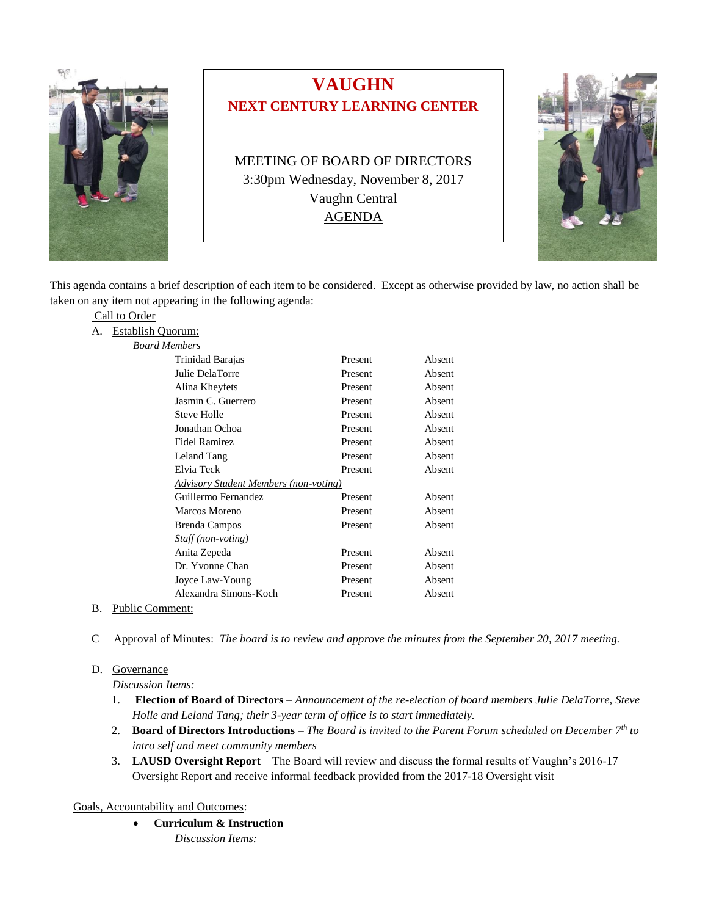# VAUGHN

## NEXT CENTURY LEARNING CENTER

MEETING OF BOARD OF DIRECTORS
3:30pm Wednesday, November 8, 2017
Vaughn Central
AGENDA

This agenda contains a brief description of each item to be considered. Except as otherwise provided by law, no action shall be taken on any item not appearing in the following agenda:

Call to Order

A. Establish Quorum:

*Board Members*

| | | |
|---|---|---|
| Trinidad Barajas | Present | Absent |
| Julie DelaTorre | Present | Absent |
| Alina Kheyfets | Present | Absent |
| Jasmin C. Guerrero | Present | Absent |
| Steve Holle | Present | Absent |
| Jonathan Ochoa | Present | Absent |
| Fidel Ramirez | Present | Absent |
| Leland Tang | Present | Absent |
| Elvia Teck | Present | Absent |
| *Advisory Student Members (non-voting)* | | |
| Guillermo Fernandez | Present | Absent |
| Marcos Moreno | Present | Absent |
| Brenda Campos | Present | Absent |
| *Staff (non-voting)* | | |
| Anita Zepeda | Present | Absent |
| Dr. Yvonne Chan | Present | Absent |
| Joyce Law-Young | Present | Absent |
| Alexandra Simons-Koch | Present | Absent |

B. Public Comment:

C Approval of Minutes: *The board is to review and approve the minutes from the September 20, 2017 meeting.*

D. Governance

*Discussion Items:*

1. **Election of Board of Directors** – *Announcement of the re-election of board members Julie DelaTorre, Steve Holle and Leland Tang; their 3-year term of office is to start immediately.*
2. **Board of Directors Introductions** – *The Board is invited to the Parent Forum scheduled on December 7th to intro self and meet community members*
3. **LAUSD Oversight Report** – The Board will review and discuss the formal results of Vaughn's 2016-17 Oversight Report and receive informal feedback provided from the 2017-18 Oversight visit

Goals, Accountability and Outcomes:

- **Curriculum & Instruction**

  *Discussion Items:*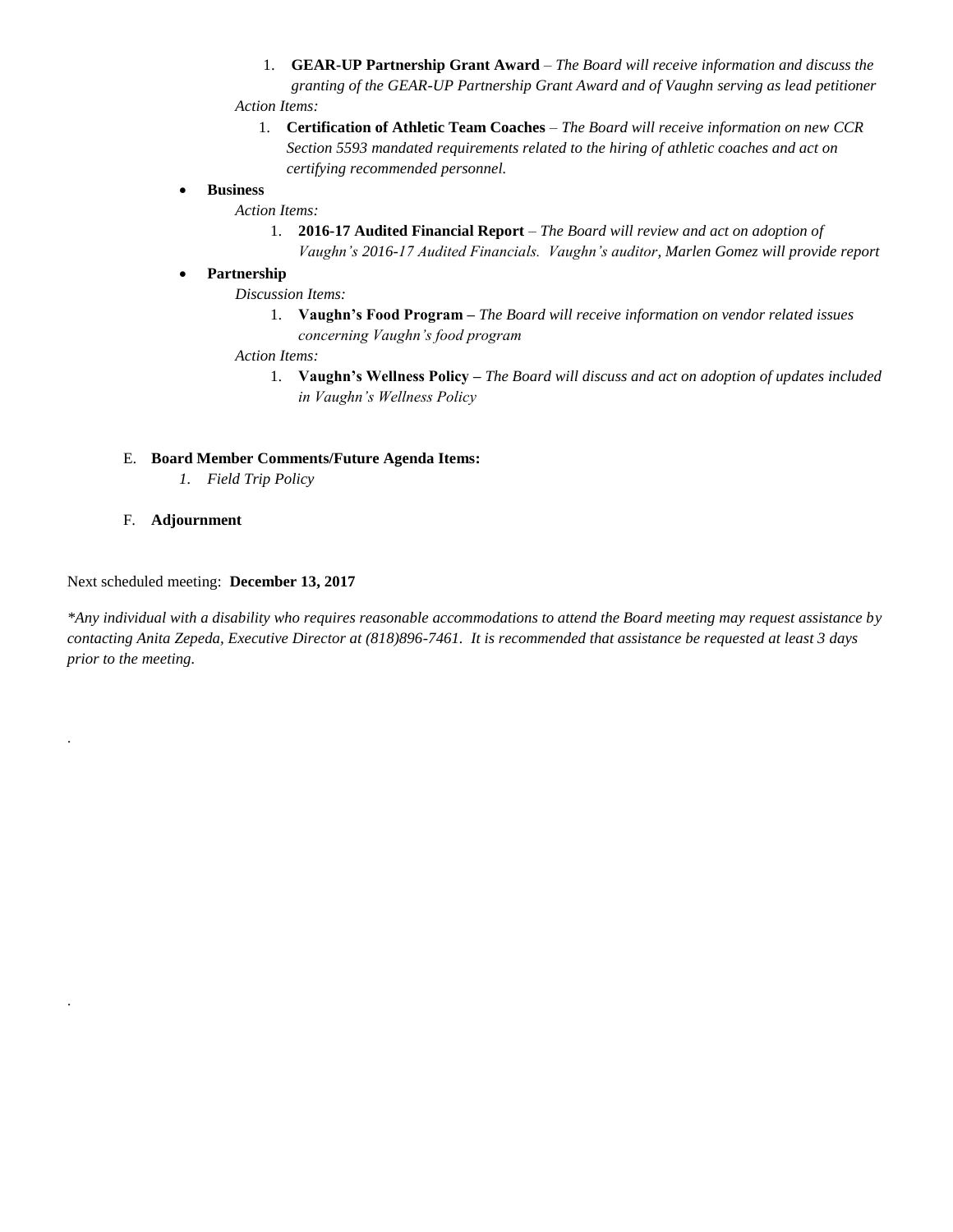1. **GEAR-UP Partnership Grant Award** – *The Board will receive information and discuss the granting of the GEAR-UP Partnership Grant Award and of Vaughn serving as lead petitioner*

*Action Items:*

1. **Certification of Athletic Team Coaches** – *The Board will receive information on new CCR Section 5593 mandated requirements related to the hiring of athletic coaches and act on certifying recommended personnel.*

- **Business**

  *Action Items:*

  1. **2016-17 Audited Financial Report** – *The Board will review and act on adoption of Vaughn's 2016-17 Audited Financials. Vaughn's auditor, Marlen Gomez will provide report*

- **Partnership**

  *Discussion Items:*

  1. **Vaughn's Food Program –** *The Board will receive information on vendor related issues concerning Vaughn's food program*

  *Action Items:*

  1. **Vaughn's Wellness Policy –** *The Board will discuss and act on adoption of updates included in Vaughn's Wellness Policy*

E. **Board Member Comments/Future Agenda Items:**

*1. Field Trip Policy*

F. **Adjournment**

Next scheduled meeting: **December 13, 2017**

*\*Any individual with a disability who requires reasonable accommodations to attend the Board meeting may request assistance by contacting Anita Zepeda, Executive Director at (818)896-7461. It is recommended that assistance be requested at least 3 days prior to the meeting.*

.

.